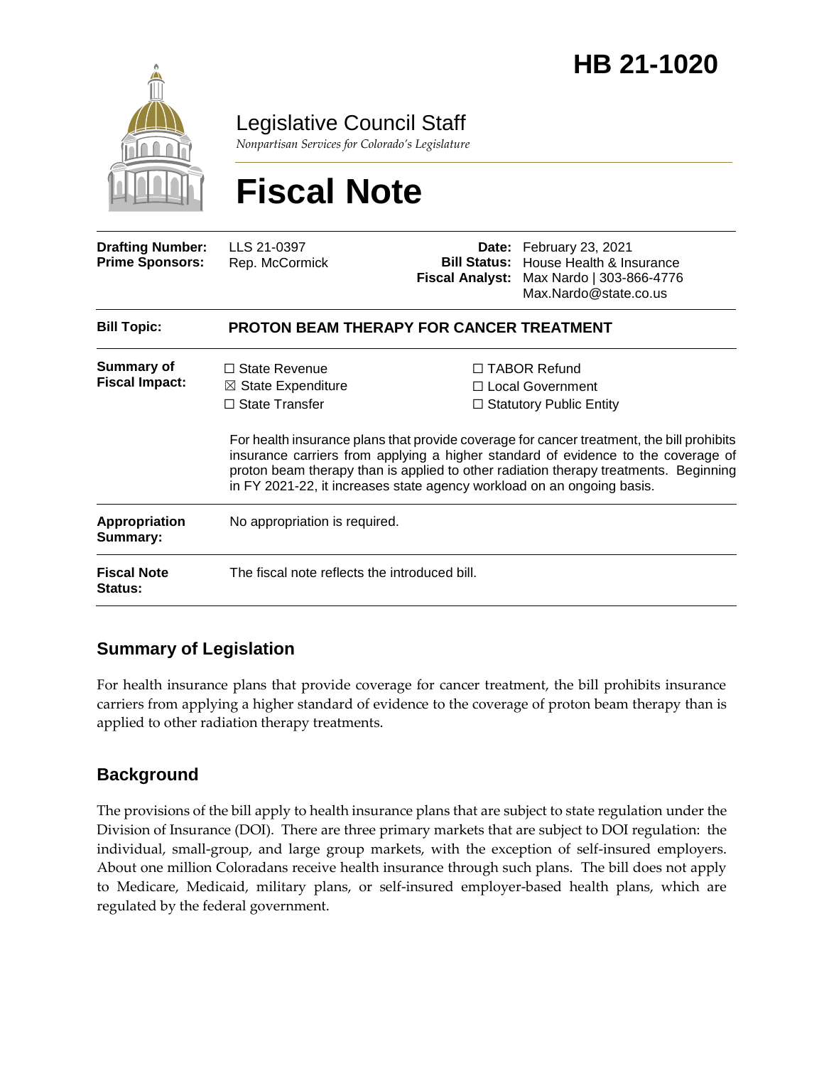# HB 21-1020

Legislative Council Staff

*Nonpartisan Services for Colorado's Legislature*

# Fiscal Note

| | | | |
|---|---|---|---|
| **Drafting Number:** | LLS 21-0397 | **Date:** | February 23, 2021 |
| **Prime Sponsors:** | Rep. McCormick | **Bill Status:** | House Health & Insurance |
| | | **Fiscal Analyst:** | Max Nardo \| 303-866-4776 Max.Nardo@state.co.us |

| | |
|---|---|
| **Bill Topic:** | **PROTON BEAM THERAPY FOR CANCER TREATMENT** |
| **Summary of Fiscal Impact:** | ☐ State Revenue ☒ State Expenditure ☐ State Transfer ☐ TABOR Refund ☐ Local Government ☐ Statutory Public Entity<br><br>For health insurance plans that provide coverage for cancer treatment, the bill prohibits insurance carriers from applying a higher standard of evidence to the coverage of proton beam therapy than is applied to other radiation therapy treatments. Beginning in FY 2021-22, it increases state agency workload on an ongoing basis. |
| **Appropriation Summary:** | No appropriation is required. |
| **Fiscal Note Status:** | The fiscal note reflects the introduced bill. |

## Summary of Legislation

For health insurance plans that provide coverage for cancer treatment, the bill prohibits insurance carriers from applying a higher standard of evidence to the coverage of proton beam therapy than is applied to other radiation therapy treatments.

## Background

The provisions of the bill apply to health insurance plans that are subject to state regulation under the Division of Insurance (DOI). There are three primary markets that are subject to DOI regulation: the individual, small-group, and large group markets, with the exception of self-insured employers. About one million Coloradans receive health insurance through such plans. The bill does not apply to Medicare, Medicaid, military plans, or self-insured employer-based health plans, which are regulated by the federal government.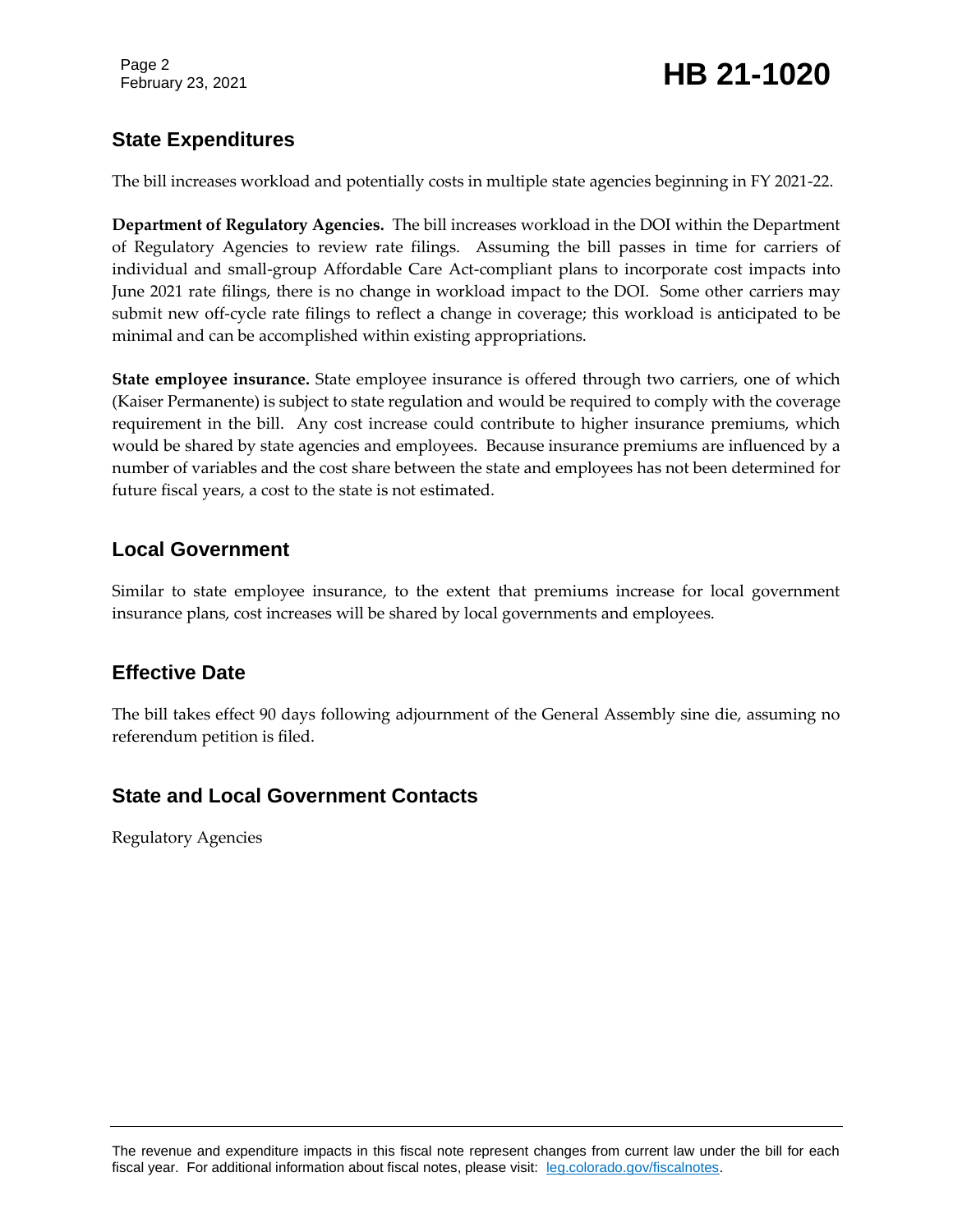## State Expenditures

The bill increases workload and potentially costs in multiple state agencies beginning in FY 2021-22.

**Department of Regulatory Agencies.** The bill increases workload in the DOI within the Department of Regulatory Agencies to review rate filings. Assuming the bill passes in time for carriers of individual and small-group Affordable Care Act-compliant plans to incorporate cost impacts into June 2021 rate filings, there is no change in workload impact to the DOI. Some other carriers may submit new off-cycle rate filings to reflect a change in coverage; this workload is anticipated to be minimal and can be accomplished within existing appropriations.

**State employee insurance.** State employee insurance is offered through two carriers, one of which (Kaiser Permanente) is subject to state regulation and would be required to comply with the coverage requirement in the bill. Any cost increase could contribute to higher insurance premiums, which would be shared by state agencies and employees. Because insurance premiums are influenced by a number of variables and the cost share between the state and employees has not been determined for future fiscal years, a cost to the state is not estimated.

## Local Government

Similar to state employee insurance, to the extent that premiums increase for local government insurance plans, cost increases will be shared by local governments and employees.

## Effective Date

The bill takes effect 90 days following adjournment of the General Assembly sine die, assuming no referendum petition is filed.

## State and Local Government Contacts

Regulatory Agencies

The revenue and expenditure impacts in this fiscal note represent changes from current law under the bill for each fiscal year. For additional information about fiscal notes, please visit: leg.colorado.gov/fiscalnotes.